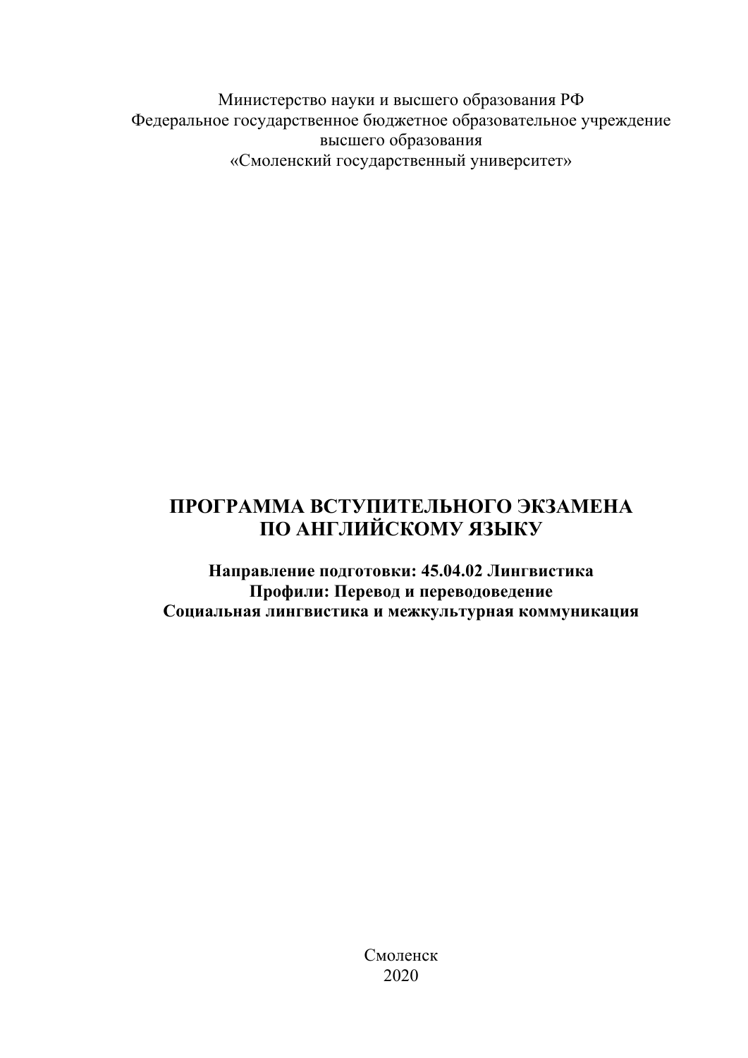Министерство науки и высшего образования РФ
Федеральное государственное бюджетное образовательное учреждение
высшего образования
«Смоленский государственный университет»

# ПРОГРАММА ВСТУПИТЕЛЬНОГО ЭКЗАМЕНА ПО АНГЛИЙСКОМУ ЯЗЫКУ

**Направление подготовки: 45.04.02 Лингвистика**
**Профили: Перевод и переводоведение**
**Социальная лингвистика и межкультурная коммуникация**

Смоленск
2020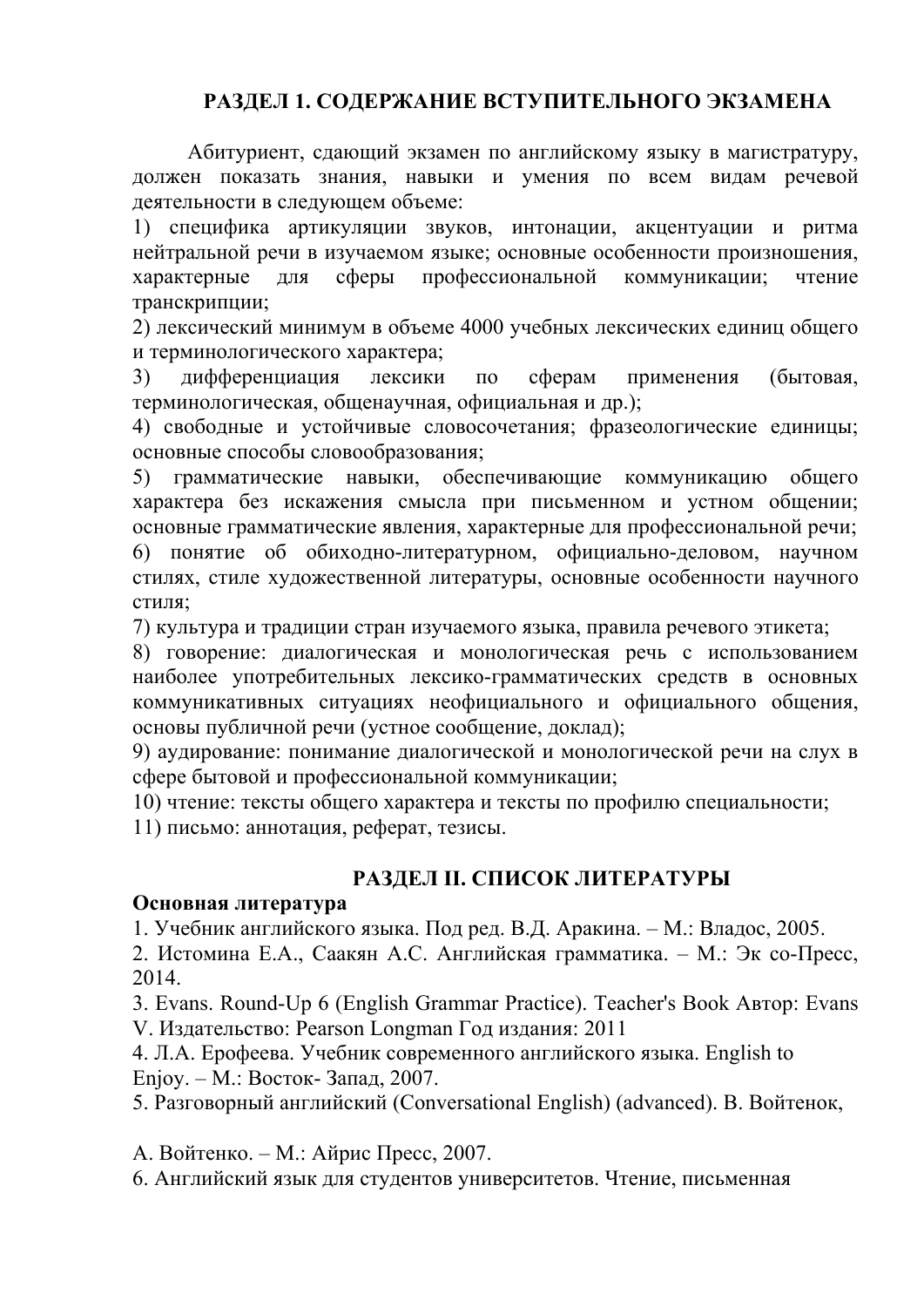## РАЗДЕЛ 1. СОДЕРЖАНИЕ ВСТУПИТЕЛЬНОГО ЭКЗАМЕНА

Абитуриент, сдающий экзамен по английскому языку в магистратуру, должен показать знания, навыки и умения по всем видам речевой деятельности в следующем объеме:

1) специфика артикуляции звуков, интонации, акцентуации и ритма нейтральной речи в изучаемом языке; основные особенности произношения, характерные для сферы профессиональной коммуникации; чтение транскрипции;
2) лексический минимум в объеме 4000 учебных лексических единиц общего и терминологического характера;
3) дифференциация лексики по сферам применения (бытовая, терминологическая, общенаучная, официальная и др.);
4) свободные и устойчивые словосочетания; фразеологические единицы; основные способы словообразования;
5) грамматические навыки, обеспечивающие коммуникацию общего характера без искажения смысла при письменном и устном общении; основные грамматические явления, характерные для профессиональной речи;
6) понятие об обиходно-литературном, официально-деловом, научном стилях, стиле художественной литературы, основные особенности научного стиля;
7) культура и традиции стран изучаемого языка, правила речевого этикета;
8) говорение: диалогическая и монологическая речь с использованием наиболее употребительных лексико-грамматических средств в основных коммуникативных ситуациях неофициального и официального общения, основы публичной речи (устное сообщение, доклад);
9) аудирование: понимание диалогической и монологической речи на слух в сфере бытовой и профессиональной коммуникации;
10) чтение: тексты общего характера и тексты по профилю специальности;
11) письмо: аннотация, реферат, тезисы.

## РАЗДЕЛ II. СПИСОК ЛИТЕРАТУРЫ

**Основная литература**

1. Учебник английского языка. Под ред. В.Д. Аракина. – М.: Владос, 2005.
2. Истомина Е.А., Саакян А.С. Английская грамматика. – М.: Эк со-Пресс, 2014.
3. Evans. Round-Up 6 (English Grammar Practice). Teacher's Book Автор: Evans V. Издательство: Pearson Longman Год издания: 2011
4. Л.А. Ерофеева. Учебник современного английского языка. English to Enjoy. – М.: Восток- Запад, 2007.
5. Разговорный английский (Conversational English) (advanced). В. Войтенок, А. Войтенко. – М.: Айрис Пресс, 2007.
6. Английский язык для студентов университетов. Чтение, письменная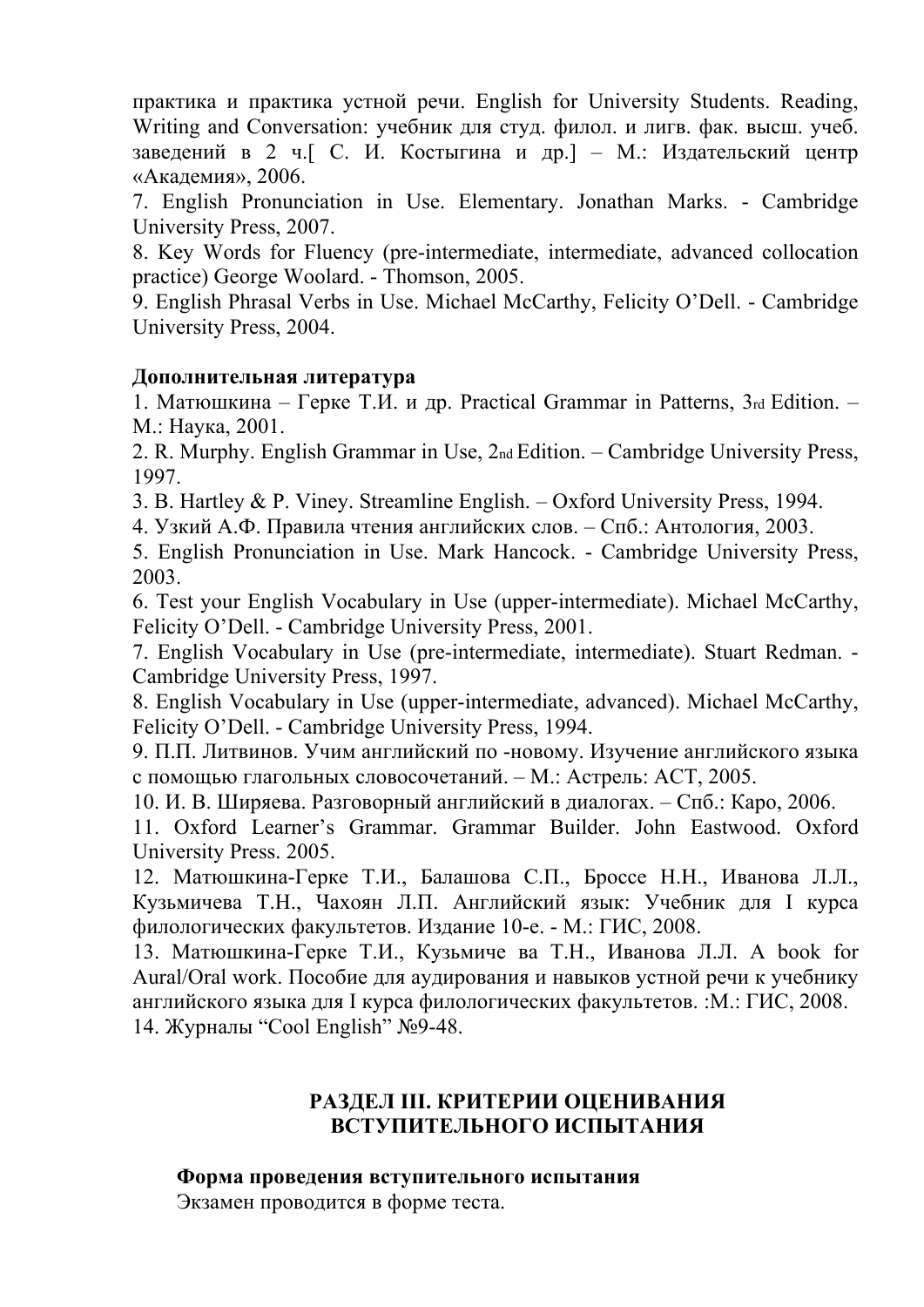практика и практика устной речи. English for University Students. Reading, Writing and Conversation: учебник для студ. филол. и лигв. фак. высш. учеб. заведений в 2 ч.[ С. И. Костыгина и др.] – М.: Издательский центр «Академия», 2006.

7. English Pronunciation in Use. Elementary. Jonathan Marks. - Cambridge University Press, 2007.

8. Key Words for Fluency (pre-intermediate, intermediate, advanced collocation practice) George Woolard. - Thomson, 2005.

9. English Phrasal Verbs in Use. Michael McCarthy, Felicity O'Dell. - Cambridge University Press, 2004.

**Дополнительная литература**

1. Матюшкина – Герке Т.И. и др. Practical Grammar in Patterns, 3rd Edition. – М.: Наука, 2001.
2. R. Murphy. English Grammar in Use, 2nd Edition. – Cambridge University Press, 1997.
3. B. Hartley & P. Viney. Streamline English. – Oxford University Press, 1994.
4. Узкий А.Ф. Правила чтения английских слов. – Спб.: Антология, 2003.
5. English Pronunciation in Use. Mark Hancock. - Cambridge University Press, 2003.
6. Test your English Vocabulary in Use (upper-intermediate). Michael McCarthy, Felicity O'Dell. - Cambridge University Press, 2001.
7. English Vocabulary in Use (pre-intermediate, intermediate). Stuart Redman. - Cambridge University Press, 1997.
8. English Vocabulary in Use (upper-intermediate, advanced). Michael McCarthy, Felicity O'Dell. - Cambridge University Press, 1994.
9. П.П. Литвинов. Учим английский по -новому. Изучение английского языка с помощью глагольных словосочетаний. – М.: Астрель: АСТ, 2005.
10. И. В. Ширяева. Разговорный английский в диалогах. – Спб.: Каро, 2006.
11. Oxford Learner's Grammar. Grammar Builder. John Eastwood. Oxford University Press. 2005.
12. Матюшкина-Герке Т.И., Балашова С.П., Броссе Н.Н., Иванова Л.Л., Кузьмичева Т.Н., Чахоян Л.П. Английский язык: Учебник для I курса филологических факультетов. Издание 10-е. - М.: ГИС, 2008.
13. Матюшкина-Герке Т.И., Кузьмиче ва Т.Н., Иванова Л.Л. A book for Aural/Oral work. Пособие для аудирования и навыков устной речи к учебнику английского языка для I курса филологических факультетов. :М.: ГИС, 2008.
14. Журналы "Cool English" №9-48.

## РАЗДЕЛ III. КРИТЕРИИ ОЦЕНИВАНИЯ ВСТУПИТЕЛЬНОГО ИСПЫТАНИЯ

**Форма проведения вступительного испытания**

Экзамен проводится в форме теста.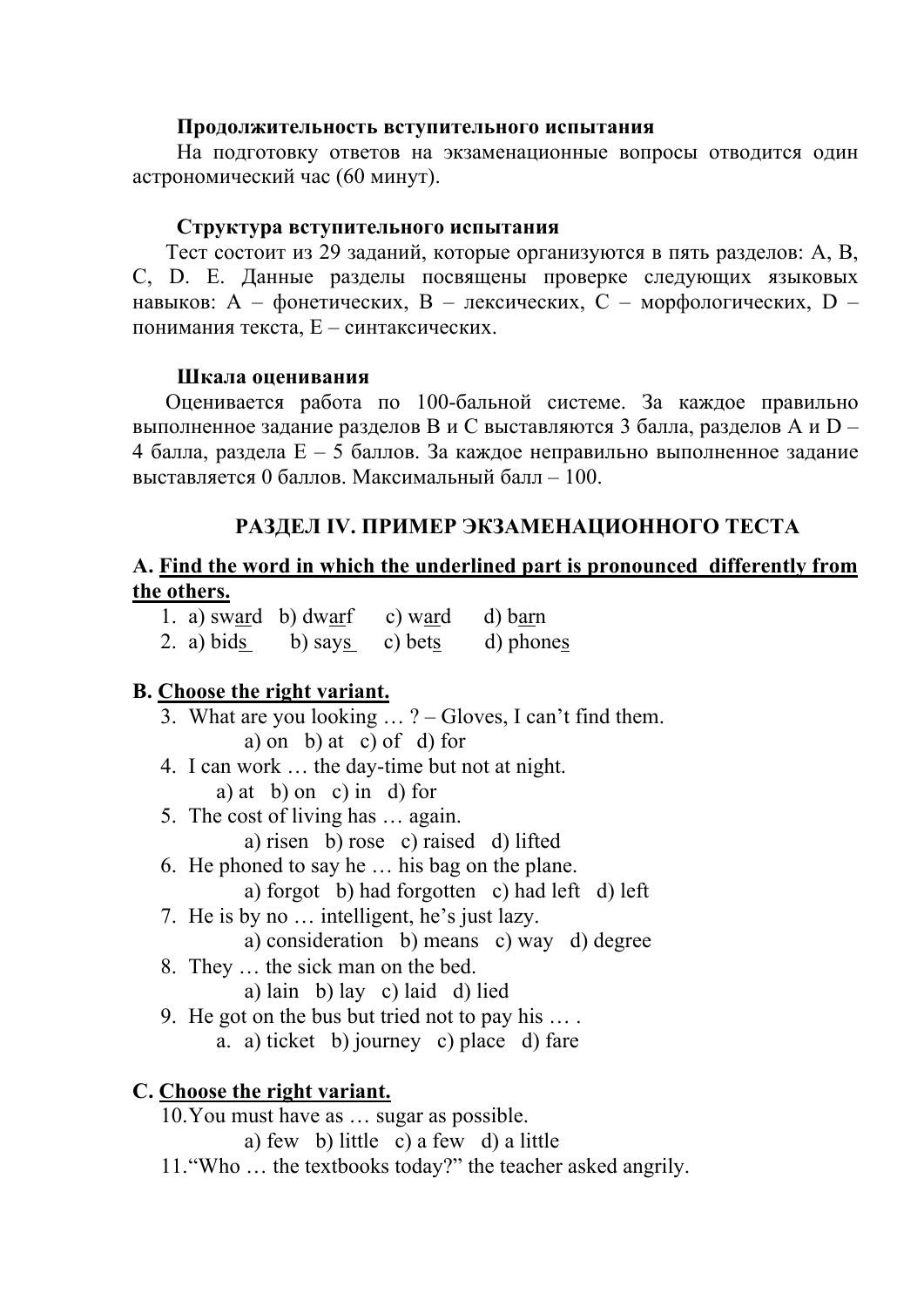**Продолжительность вступительного испытания**

На подготовку ответов на экзаменационные вопросы отводится один астрономический час (60 минут).

**Структура вступительного испытания**

Тест состоит из 29 заданий, которые организуются в пять разделов: A, B, C, D. E. Данные разделы посвящены проверке следующих языковых навыков: A – фонетических, B – лексических, C – морфологических, D – понимания текста, E – синтаксических.

**Шкала оценивания**

Оценивается работа по 100-бальной системе. За каждое правильно выполненное задание разделов B и C выставляются 3 балла, разделов A и D – 4 балла, раздела E – 5 баллов. За каждое неправильно выполненное задание выставляется 0 баллов. Максимальный балл – 100.

## РАЗДЕЛ IV. ПРИМЕР ЭКЗАМЕНАЦИОННОГО ТЕСТА

**A. <u>Find the word in which the underlined part is pronounced differently from the others.</u>**

1. a) sw<u>ard</u> b) dw<u>arf</u> c) w<u>ar</u>d d) b<u>ar</u>n
2. a) bid<u>s</u> b) say<u>s</u> c) bet<u>s</u> d) phone<u>s</u>

**B. <u>Choose the right variant.</u>**

3. What are you looking … ? – Gloves, I can't find them.
   a) on b) at c) of d) for
4. I can work … the day-time but not at night.
   a) at b) on c) in d) for
5. The cost of living has … again.
   a) risen b) rose c) raised d) lifted
6. He phoned to say he … his bag on the plane.
   a) forgot b) had forgotten c) had left d) left
7. He is by no … intelligent, he's just lazy.
   a) consideration b) means c) way d) degree
8. They … the sick man on the bed.
   a) lain b) lay c) laid d) lied
9. He got on the bus but tried not to pay his … .
   a. a) ticket b) journey c) place d) fare

**C. <u>Choose the right variant.</u>**

10. You must have as … sugar as possible.
    a) few b) little c) a few d) a little
11. "Who … the textbooks today?" the teacher asked angrily.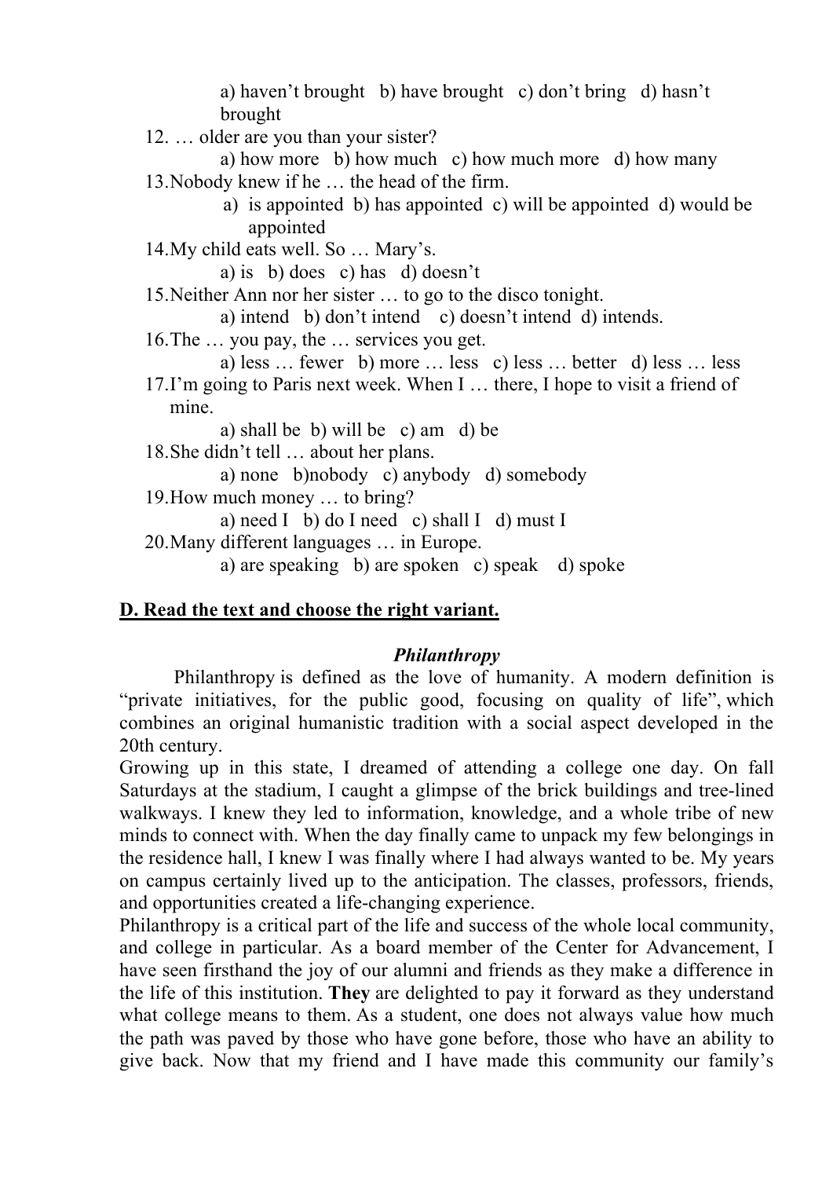a) haven't brought b) have brought c) don't bring d) hasn't brought

12. … older are you than your sister?
    a) how more b) how much c) how much more d) how many
13. Nobody knew if he … the head of the firm.
    a) is appointed b) has appointed c) will be appointed d) would be appointed
14. My child eats well. So … Mary's.
    a) is b) does c) has d) doesn't
15. Neither Ann nor her sister … to go to the disco tonight.
    a) intend b) don't intend c) doesn't intend d) intends.
16. The … you pay, the … services you get.
    a) less … fewer b) more … less c) less … better d) less … less
17. I'm going to Paris next week. When I … there, I hope to visit a friend of mine.
    a) shall be b) will be c) am d) be
18. She didn't tell … about her plans.
    a) none b)nobody c) anybody d) somebody
19. How much money … to bring?
    a) need I b) do I need c) shall I d) must I
20. Many different languages … in Europe.
    a) are speaking b) are spoken c) speak d) spoke

## D. Read the text and choose the right variant.

### *Philanthropy*

Philanthropy is defined as the love of humanity. A modern definition is "private initiatives, for the public good, focusing on quality of life", which combines an original humanistic tradition with a social aspect developed in the 20th century.

Growing up in this state, I dreamed of attending a college one day. On fall Saturdays at the stadium, I caught a glimpse of the brick buildings and tree-lined walkways. I knew they led to information, knowledge, and a whole tribe of new minds to connect with. When the day finally came to unpack my few belongings in the residence hall, I knew I was finally where I had always wanted to be. My years on campus certainly lived up to the anticipation. The classes, professors, friends, and opportunities created a life-changing experience.

Philanthropy is a critical part of the life and success of the whole local community, and college in particular. As a board member of the Center for Advancement, I have seen firsthand the joy of our alumni and friends as they make a difference in the life of this institution. **They** are delighted to pay it forward as they understand what college means to them. As a student, one does not always value how much the path was paved by those who have gone before, those who have an ability to give back. Now that my friend and I have made this community our family's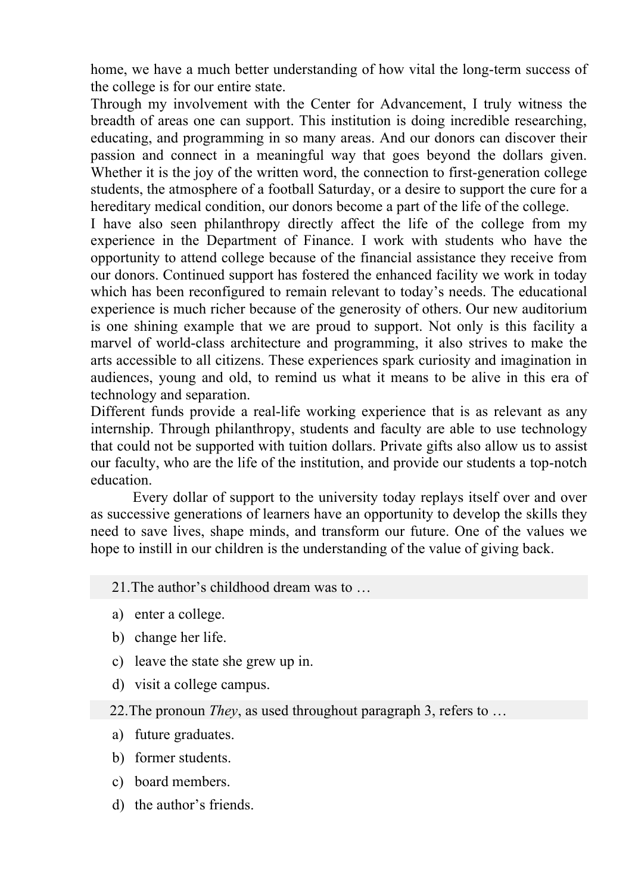home, we have a much better understanding of how vital the long-term success of the college is for our entire state.

Through my involvement with the Center for Advancement, I truly witness the breadth of areas one can support. This institution is doing incredible researching, educating, and programming in so many areas. And our donors can discover their passion and connect in a meaningful way that goes beyond the dollars given. Whether it is the joy of the written word, the connection to first-generation college students, the atmosphere of a football Saturday, or a desire to support the cure for a hereditary medical condition, our donors become a part of the life of the college.

I have also seen philanthropy directly affect the life of the college from my experience in the Department of Finance. I work with students who have the opportunity to attend college because of the financial assistance they receive from our donors. Continued support has fostered the enhanced facility we work in today which has been reconfigured to remain relevant to today's needs. The educational experience is much richer because of the generosity of others. Our new auditorium is one shining example that we are proud to support. Not only is this facility a marvel of world-class architecture and programming, it also strives to make the arts accessible to all citizens. These experiences spark curiosity and imagination in audiences, young and old, to remind us what it means to be alive in this era of technology and separation.

Different funds provide a real-life working experience that is as relevant as any internship. Through philanthropy, students and faculty are able to use technology that could not be supported with tuition dollars. Private gifts also allow us to assist our faculty, who are the life of the institution, and provide our students a top-notch education.

Every dollar of support to the university today replays itself over and over as successive generations of learners have an opportunity to develop the skills they need to save lives, shape minds, and transform our future. One of the values we hope to instill in our children is the understanding of the value of giving back.

21. The author's childhood dream was to …

a) enter a college.
b) change her life.
c) leave the state she grew up in.
d) visit a college campus.

22. The pronoun *They*, as used throughout paragraph 3, refers to …

a) future graduates.
b) former students.
c) board members.
d) the author's friends.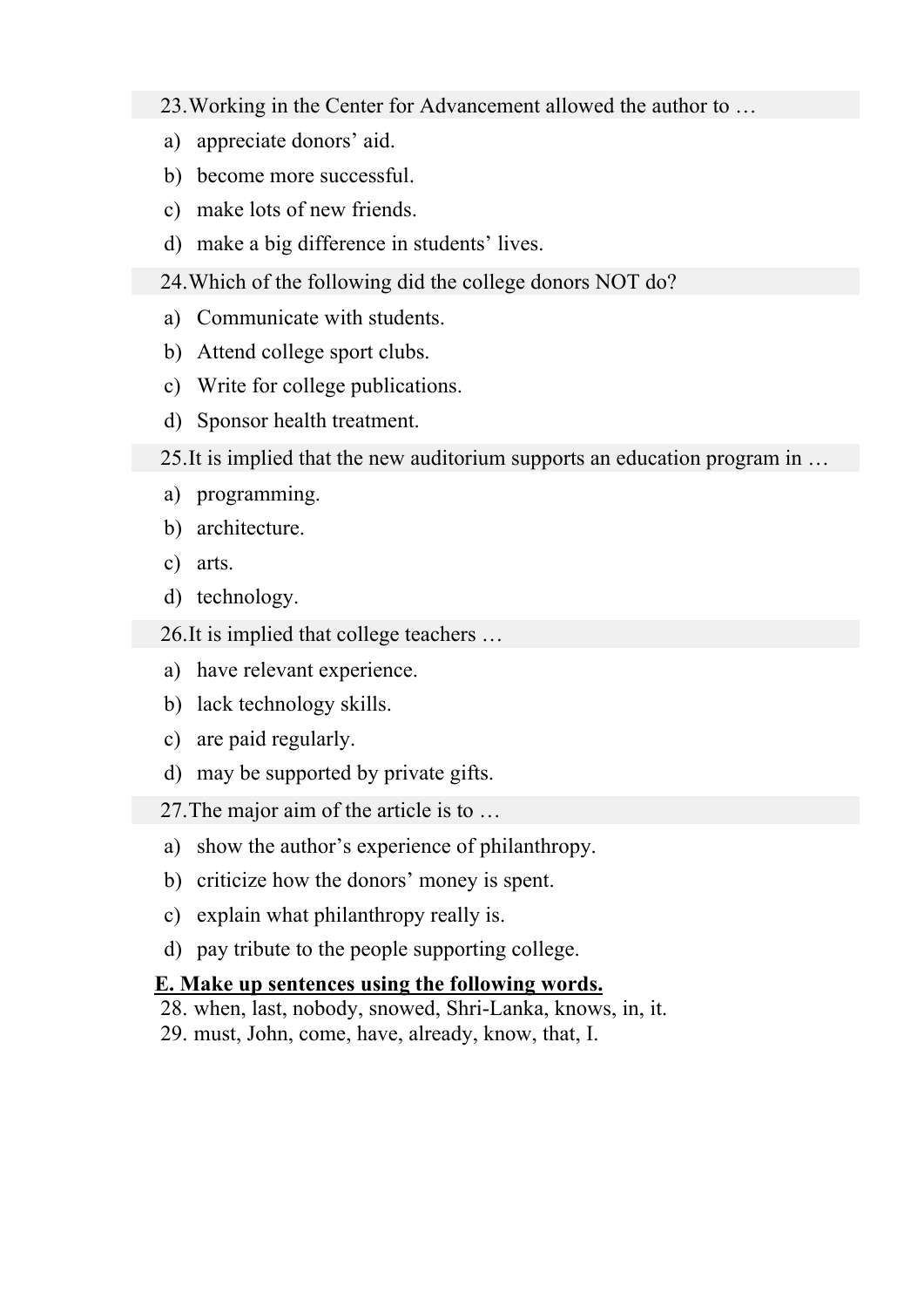23. Working in the Center for Advancement allowed the author to …

a) appreciate donors' aid.
b) become more successful.
c) make lots of new friends.
d) make a big difference in students' lives.

24. Which of the following did the college donors NOT do?

a) Communicate with students.
b) Attend college sport clubs.
c) Write for college publications.
d) Sponsor health treatment.

25. It is implied that the new auditorium supports an education program in …

a) programming.
b) architecture.
c) arts.
d) technology.

26. It is implied that college teachers …

a) have relevant experience.
b) lack technology skills.
c) are paid regularly.
d) may be supported by private gifts.

27. The major aim of the article is to …

a) show the author's experience of philanthropy.
b) criticize how the donors' money is spent.
c) explain what philanthropy really is.
d) pay tribute to the people supporting college.

## E. Make up sentences using the following words.

28. when, last, nobody, snowed, Shri-Lanka, knows, in, it.

29. must, John, come, have, already, know, that, I.